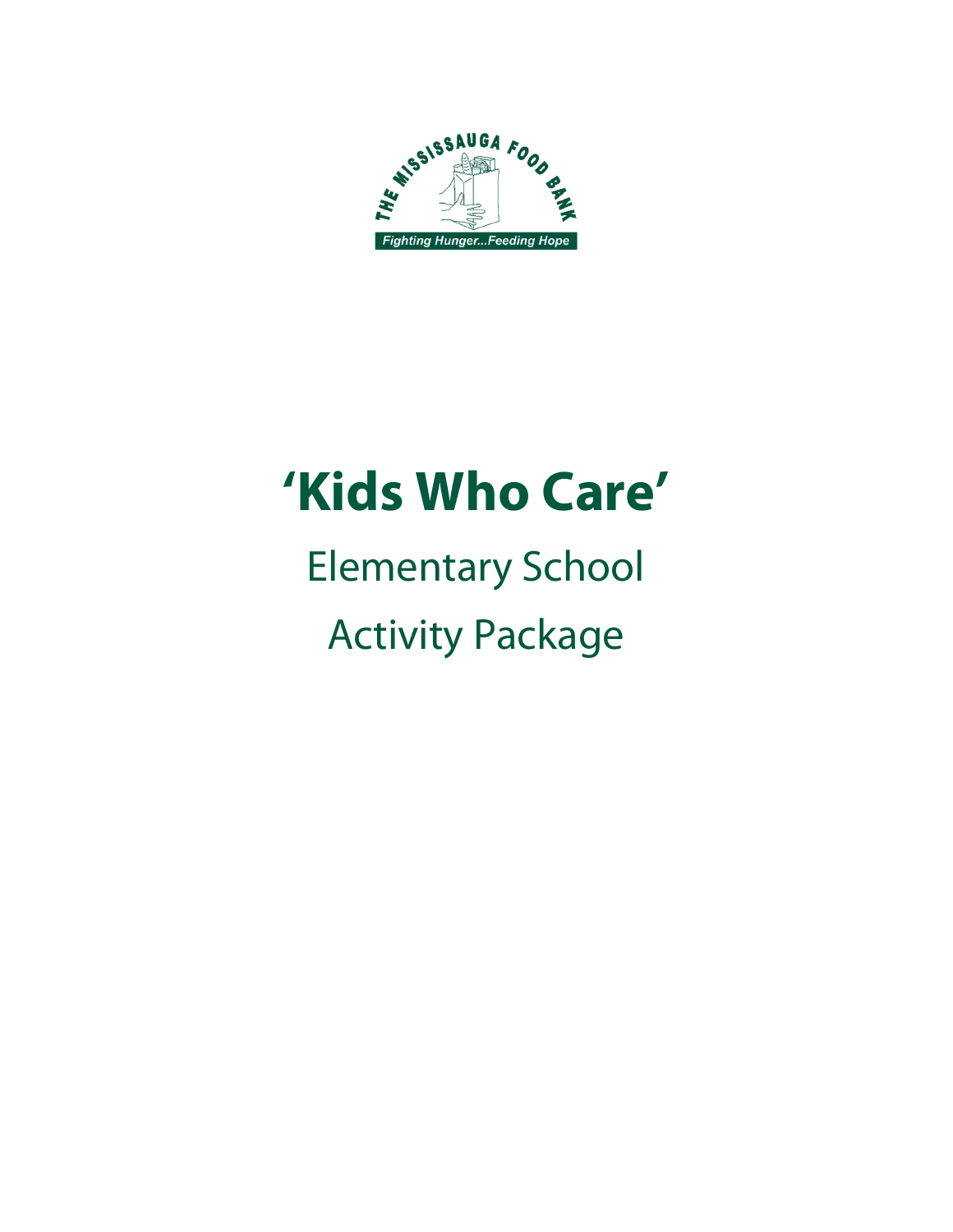THE MISSISSAUGA FOOD BANK

Fighting Hunger...Feeding Hope

# 'Kids Who Care'

## Elementary School

## Activity Package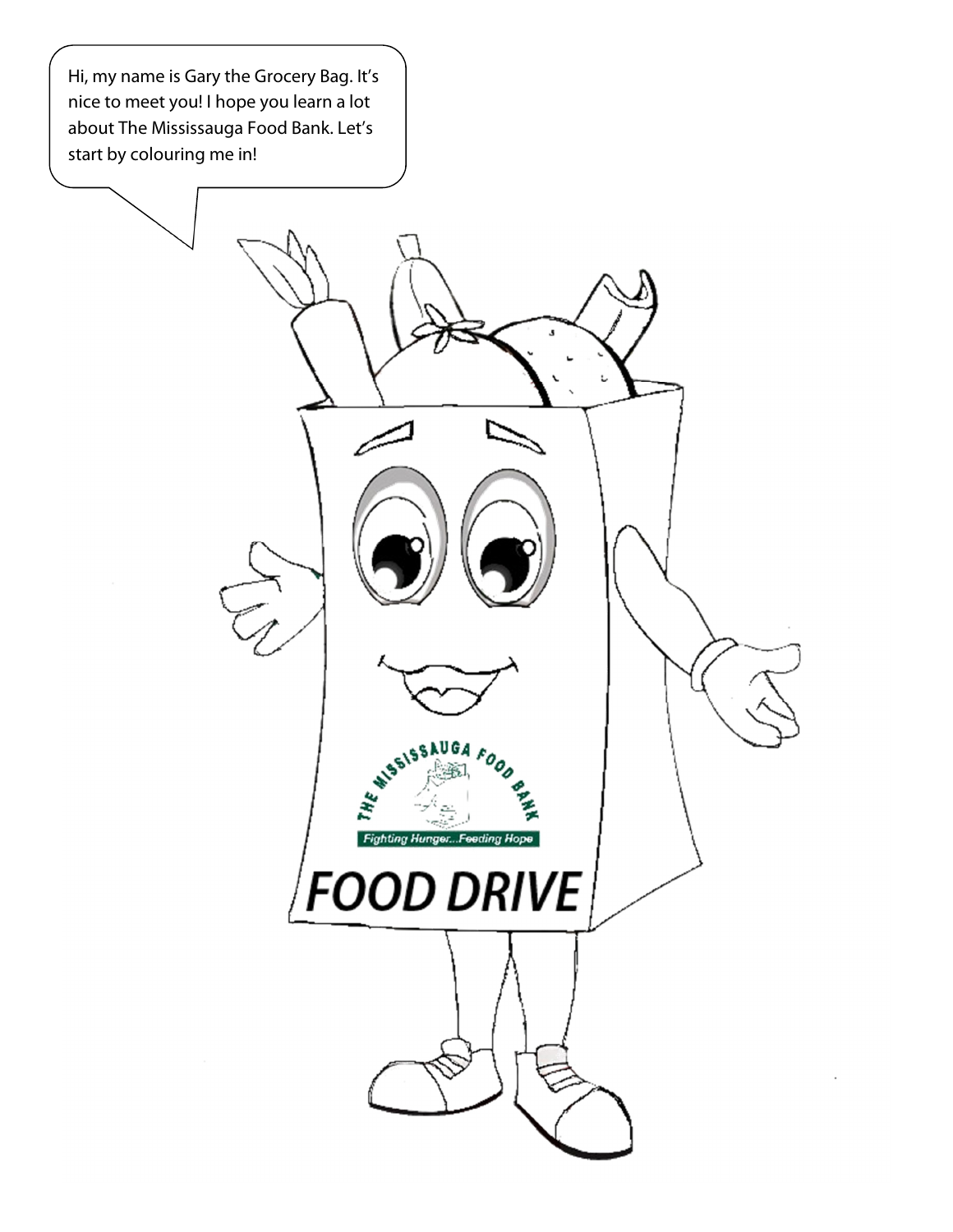Hi, my name is Gary the Grocery Bag. It's nice to meet you! I hope you learn a lot about The Mississauga Food Bank. Let's start by colouring me in!

THE MISSISSAUGA FOOD BANK

Fighting Hunger...Feeding Hope

FOOD DRIVE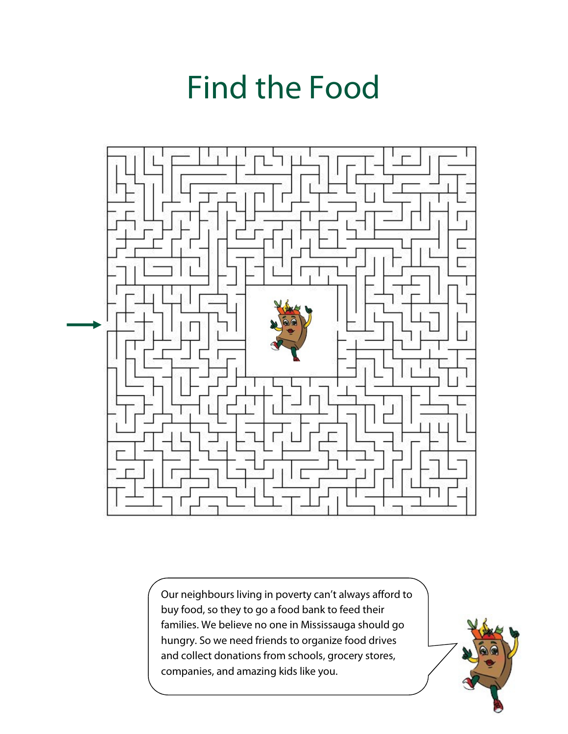# Find the Food

Our neighbours living in poverty can't always afford to buy food, so they to go a food bank to feed their families. We believe no one in Mississauga should go hungry. So we need friends to organize food drives and collect donations from schools, grocery stores, companies, and amazing kids like you.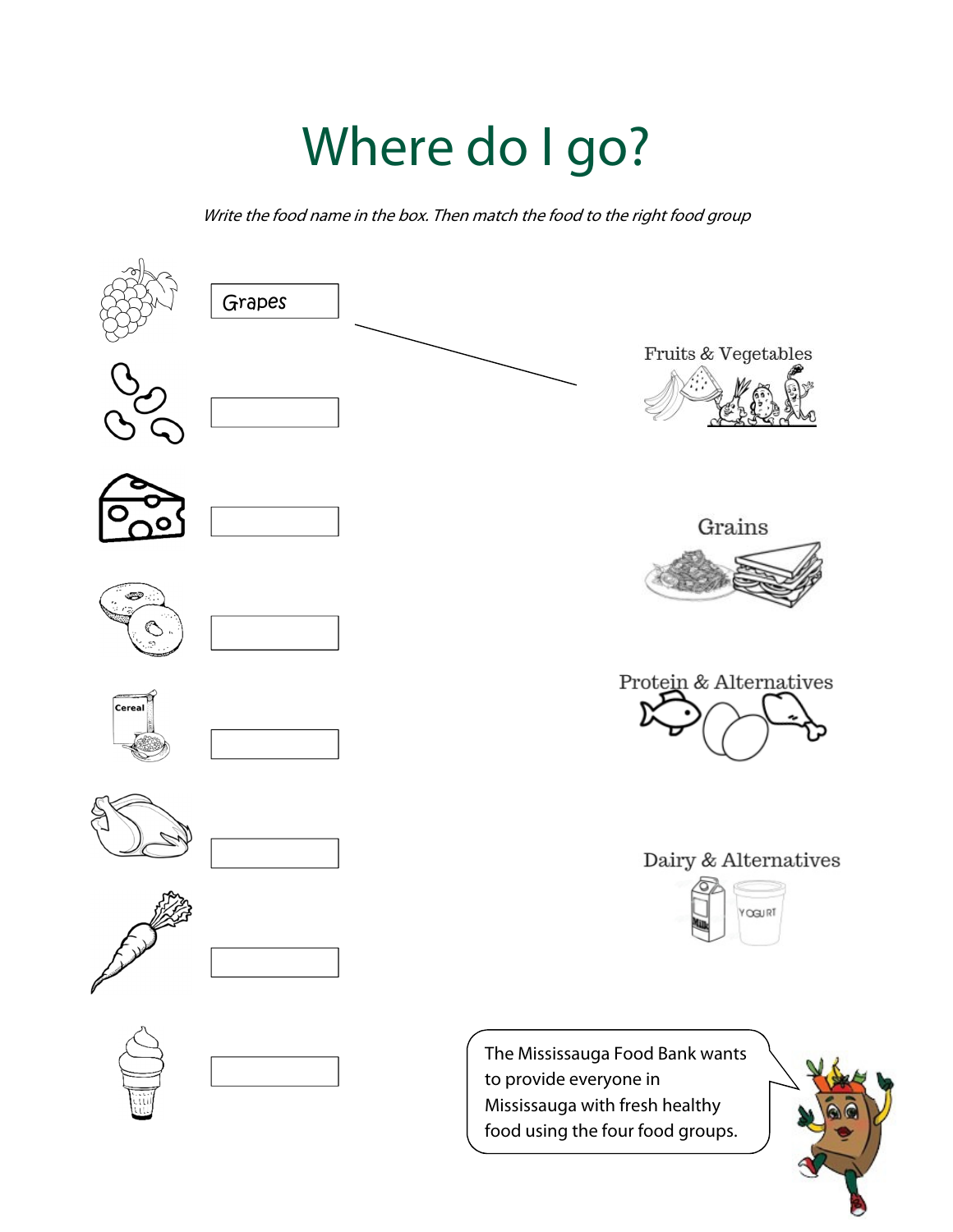# Where do I go?

*Write the food name in the box. Then match the food to the right food group*

Grapes

Fruits & Vegetables

Grains

Protein & Alternatives

Dairy & Alternatives

The Mississauga Food Bank wants to provide everyone in Mississauga with fresh healthy food using the four food groups.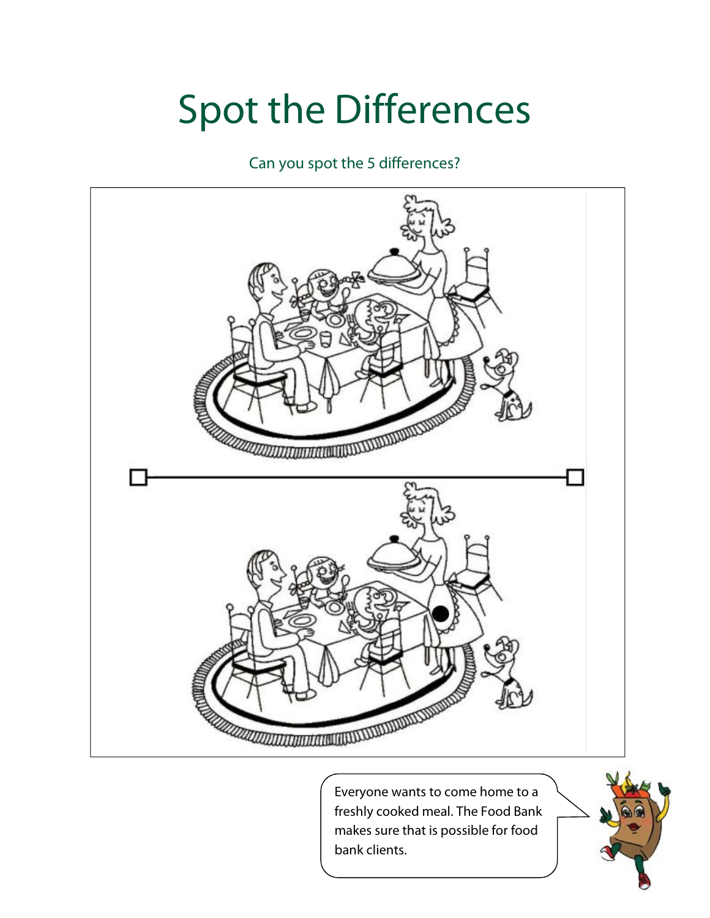# Spot the Differences

Can you spot the 5 differences?

Everyone wants to come home to a freshly cooked meal. The Food Bank makes sure that is possible for food bank clients.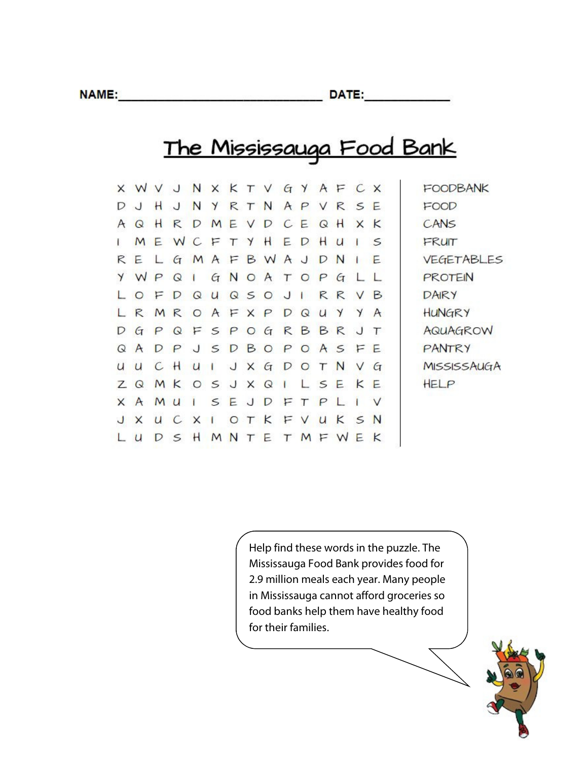NAME:_______________________________ DATE:_____________

# The Mississauga Food Bank

```
X W V J N X K T V G Y A F C X
D J H J N Y R T N A P V R S E
A Q H R D M E V D C E Q H X K
I M E W C F T Y H E D H U I S
R E L G M A F B W A J D N I E
Y W P Q I G N O A T O P G L L
L O F D Q U Q S O J I R R V B
L R M R O A F X P D Q U Y Y A
D G P Q F S P O G R B B R J T
Q A D P J S D B O P O A S F E
U U C H U I J X G D O T N V G
Z Q M K O S J X Q I L S E K E
X A M U I S E J D F T P L I V
J X U C X I O T K F V U K S N
L U D S H M N T E T M F W E K
```

- FOODBANK
- FOOD
- CANS
- FRUIT
- VEGETABLES
- PROTEIN
- DAIRY
- HUNGRY
- AQUAGROW
- PANTRY
- MISSISSAUGA
- HELP

Help find these words in the puzzle. The Mississauga Food Bank provides food for 2.9 million meals each year. Many people in Mississauga cannot afford groceries so food banks help them have healthy food for their families.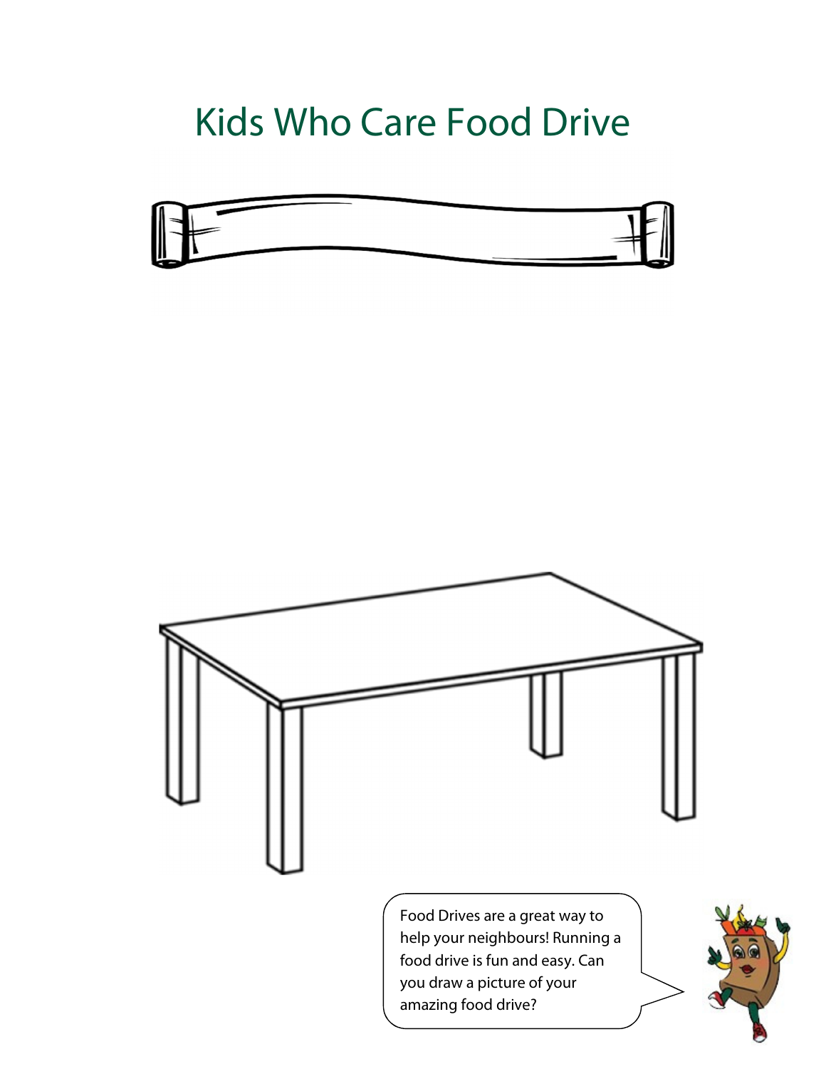# Kids Who Care Food Drive

Food Drives are a great way to help your neighbours! Running a food drive is fun and easy. Can you draw a picture of your amazing food drive?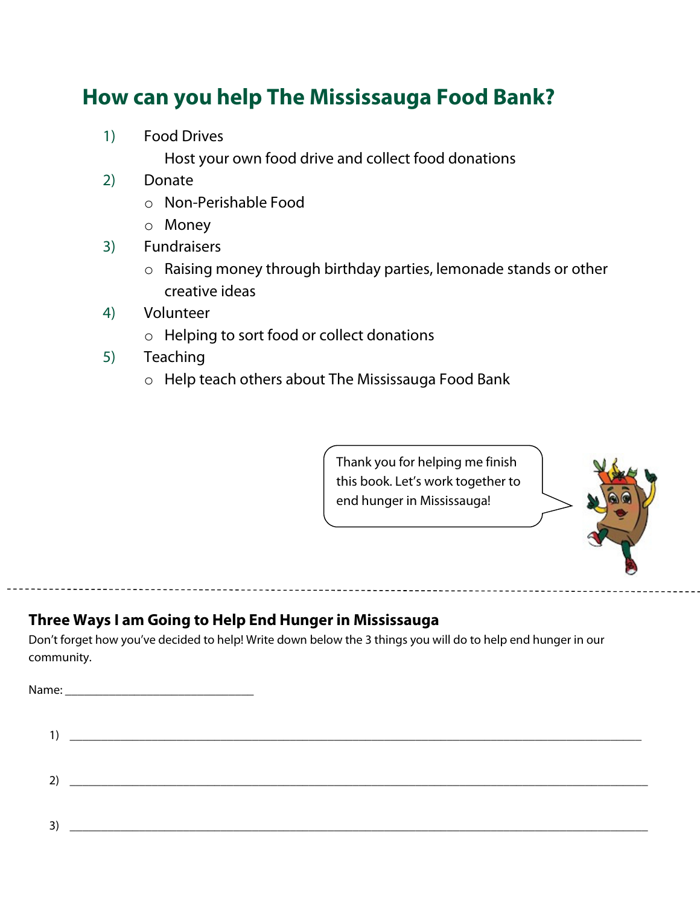## How can you help The Mississauga Food Bank?

1) Food Drives
   Host your own food drive and collect food donations
2) Donate
   - Non-Perishable Food
   - Money
3) Fundraisers
   - Raising money through birthday parties, lemonade stands or other creative ideas
4) Volunteer
   - Helping to sort food or collect donations
5) Teaching
   - Help teach others about The Mississauga Food Bank

Thank you for helping me finish this book. Let's work together to end hunger in Mississauga!

---

**Three Ways I am Going to Help End Hunger in Mississauga**

Don't forget how you've decided to help! Write down below the 3 things you will do to help end hunger in our community.

Name: ______________________________

1) ______________________________________________________________________________

2) ______________________________________________________________________________

3) ______________________________________________________________________________